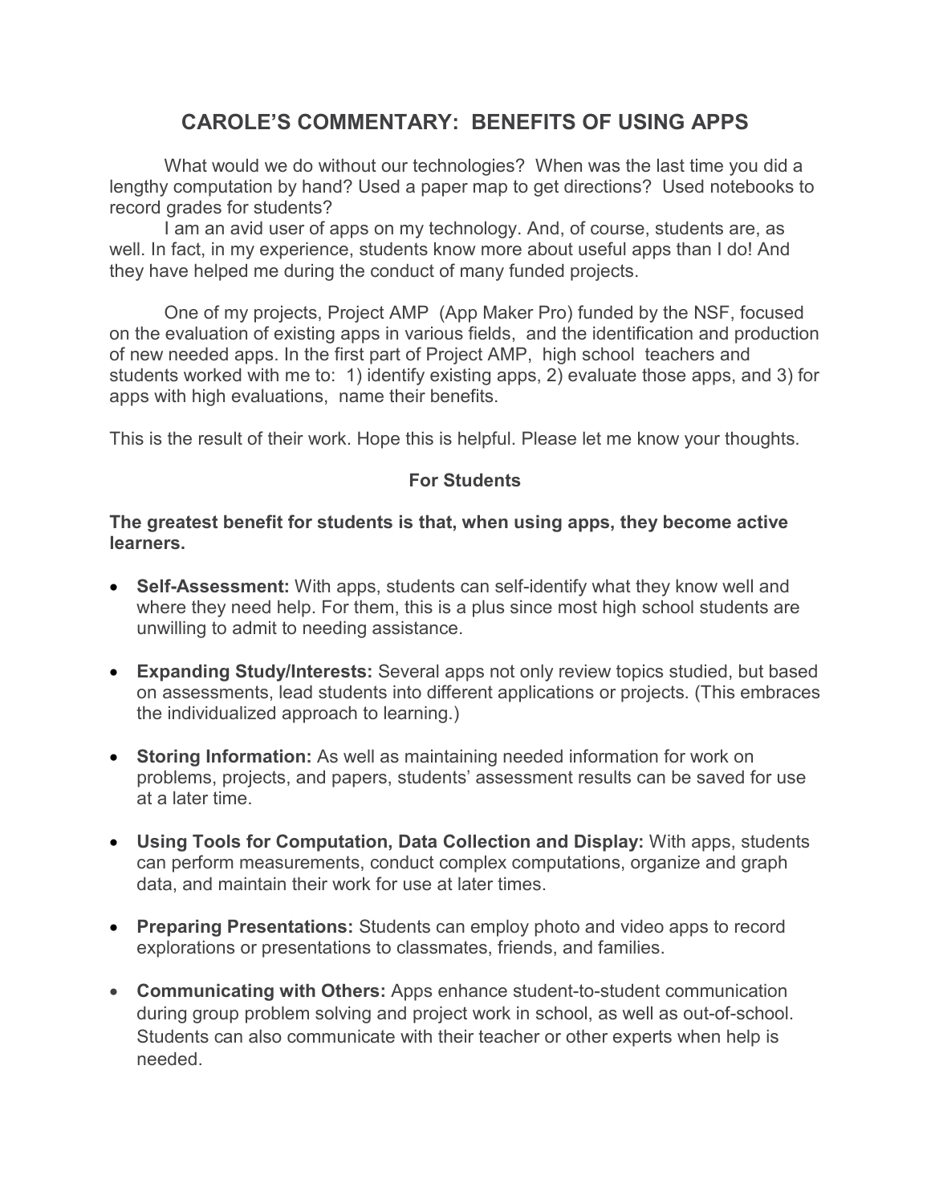# CAROLE'S COMMENTARY: BENEFITS OF USING APPS

What would we do without our technologies? When was the last time you did a lengthy computation by hand? Used a paper map to get directions? Used notebooks to record grades for students?

I am an avid user of apps on my technology. And, of course, students are, as well. In fact, in my experience, students know more about useful apps than I do! And they have helped me during the conduct of many funded projects.

One of my projects, Project AMP (App Maker Pro) funded by the NSF, focused on the evaluation of existing apps in various fields, and the identification and production of new needed apps. In the first part of Project AMP, high school teachers and students worked with me to: 1) identify existing apps, 2) evaluate those apps, and 3) for apps with high evaluations, name their benefits.

This is the result of their work. Hope this is helpful. Please let me know your thoughts.

## For Students

**The greatest benefit for students is that, when using apps, they become active learners.**

- **Self-Assessment:** With apps, students can self-identify what they know well and where they need help. For them, this is a plus since most high school students are unwilling to admit to needing assistance.
- **Expanding Study/Interests:** Several apps not only review topics studied, but based on assessments, lead students into different applications or projects. (This embraces the individualized approach to learning.)
- **Storing Information:** As well as maintaining needed information for work on problems, projects, and papers, students' assessment results can be saved for use at a later time.
- **Using Tools for Computation, Data Collection and Display:** With apps, students can perform measurements, conduct complex computations, organize and graph data, and maintain their work for use at later times.
- **Preparing Presentations:** Students can employ photo and video apps to record explorations or presentations to classmates, friends, and families.
- **Communicating with Others:** Apps enhance student-to-student communication during group problem solving and project work in school, as well as out-of-school. Students can also communicate with their teacher or other experts when help is needed.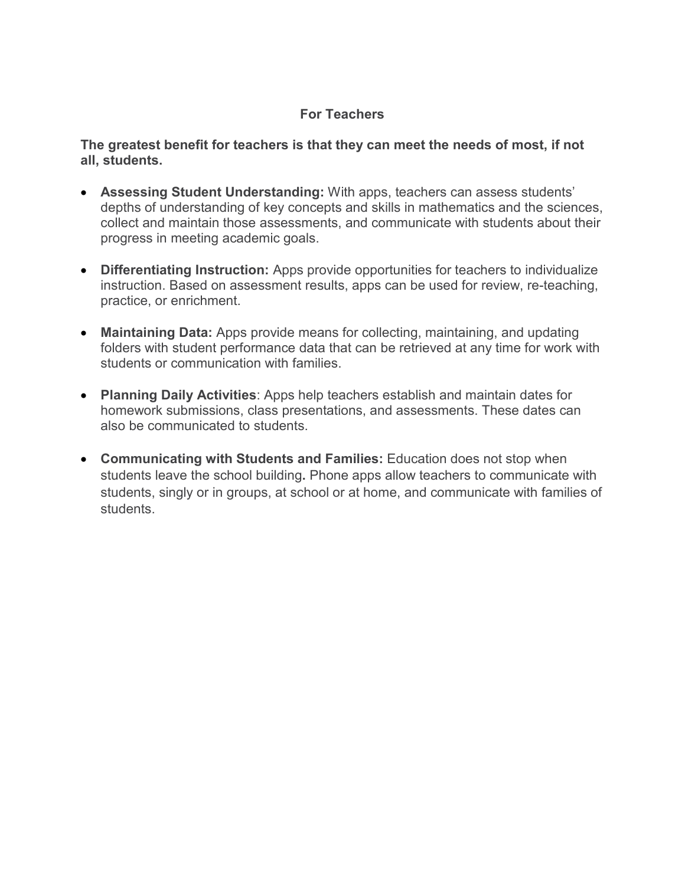## For Teachers

**The greatest benefit for teachers is that they can meet the needs of most, if not all, students.**

- **Assessing Student Understanding:** With apps, teachers can assess students' depths of understanding of key concepts and skills in mathematics and the sciences, collect and maintain those assessments, and communicate with students about their progress in meeting academic goals.

- **Differentiating Instruction:** Apps provide opportunities for teachers to individualize instruction. Based on assessment results, apps can be used for review, re-teaching, practice, or enrichment.

- **Maintaining Data:** Apps provide means for collecting, maintaining, and updating folders with student performance data that can be retrieved at any time for work with students or communication with families.

- **Planning Daily Activities**: Apps help teachers establish and maintain dates for homework submissions, class presentations, and assessments. These dates can also be communicated to students.

- **Communicating with Students and Families:** Education does not stop when students leave the school building**.** Phone apps allow teachers to communicate with students, singly or in groups, at school or at home, and communicate with families of students.